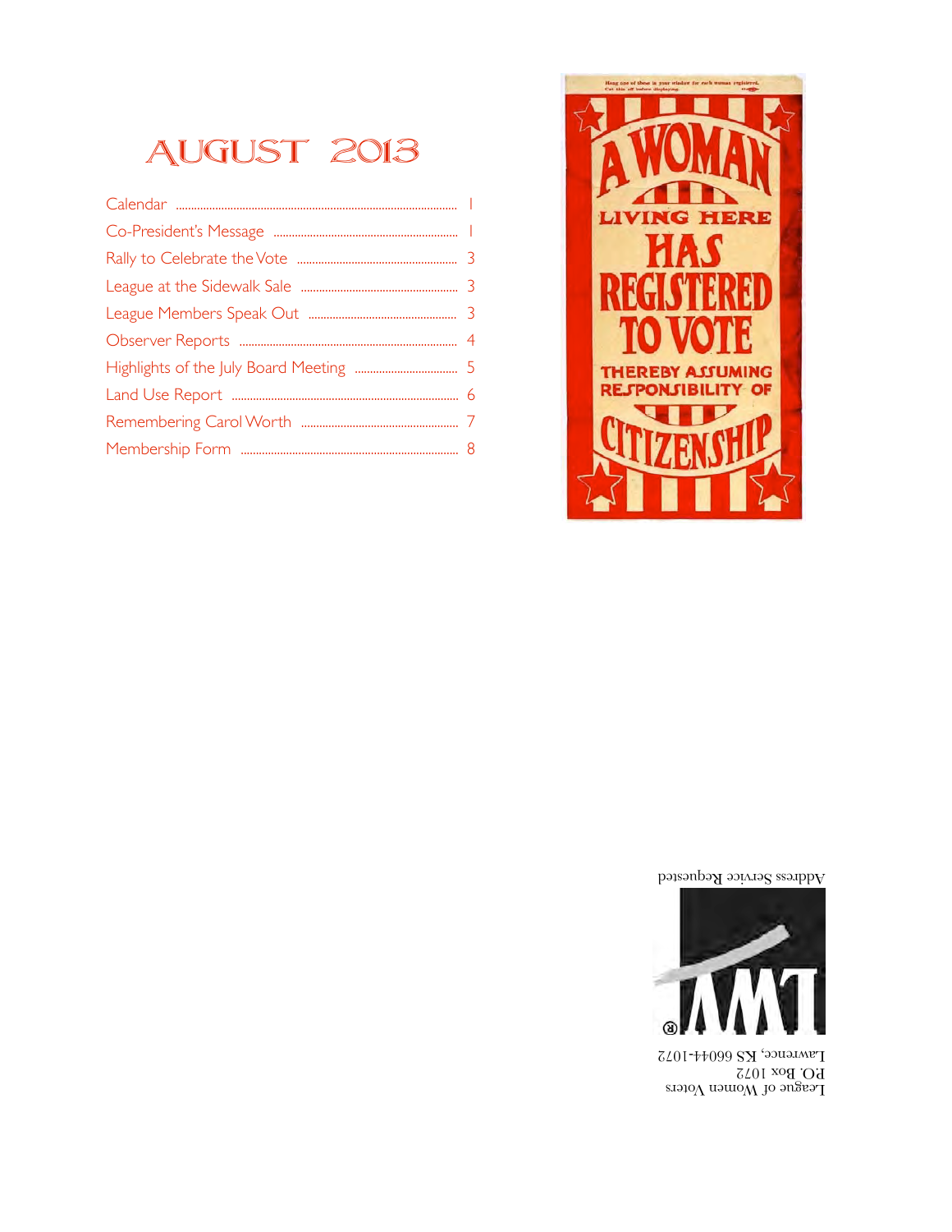# AUGUST 2013

| | |
|---|---|
| Calendar | 1 |
| Co-President's Message | 1 |
| Rally to Celebrate the Vote | 3 |
| League at the Sidewalk Sale | 3 |
| League Members Speak Out | 3 |
| Observer Reports | 4 |
| Highlights of the July Board Meeting | 5 |
| Land Use Report | 6 |
| Remembering Carol Worth | 7 |
| Membership Form | 8 |

Address Service Requested

League of Women Voters
P.O. Box 1072
Lawrence, KS 66044-1072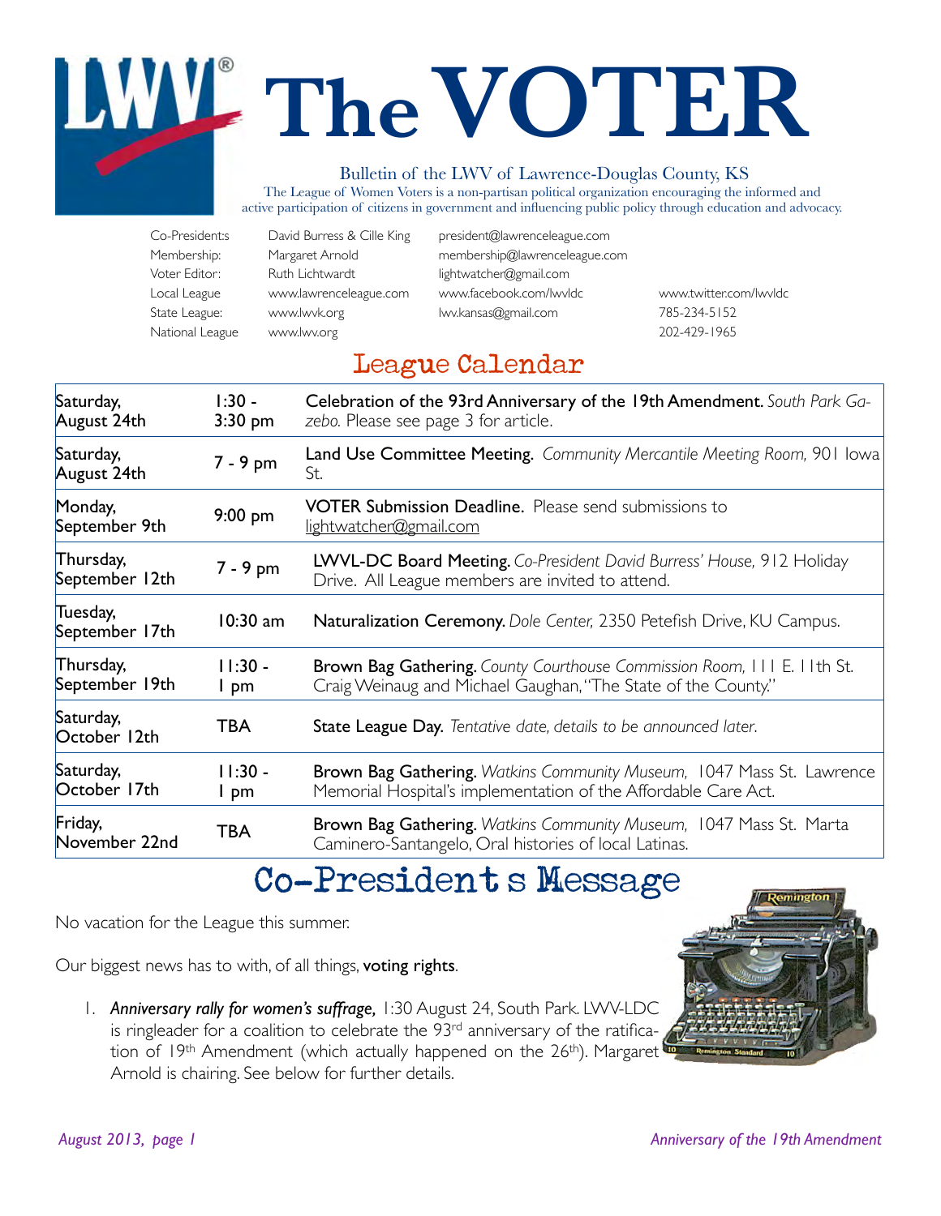# The VOTER

Bulletin of the LWV of Lawrence-Douglas County, KS

The League of Women Voters is a non-partisan political organization encouraging the informed and active participation of citizens in government and influencing public policy through education and advocacy.

| | | | |
|---|---|---|---|
| Co-President:s | David Burress & Cille King | president@lawrenceleague.com | |
| Membership: | Margaret Arnold | membership@lawrenceleague.com | |
| Voter Editor: | Ruth Lichtwardt | lightwatcher@gmail.com | |
| Local League | www.lawrenceleague.com | www.facebook.com/lwvldc | www.twitter.com/lwvldc |
| State League: | www.lwvk.org | lwv.kansas@gmail.com | 785-234-5152 |
| National League | www.lwv.org | | 202-429-1965 |

## League Calendar

| Date | Time | Event |
|---|---|---|
| Saturday, August 24th | 1:30 - 3:30 pm | **Celebration of the 93rd Anniversary of the 19th Amendment.** *South Park Gazebo.* Please see page 3 for article. |
| Saturday, August 24th | 7 - 9 pm | **Land Use Committee Meeting.** *Community Mercantile Meeting Room,* 901 Iowa St. |
| Monday, September 9th | 9:00 pm | **VOTER Submission Deadline.** Please send submissions to lightwatcher@gmail.com |
| Thursday, September 12th | 7 - 9 pm | **LWVL-DC Board Meeting.** *Co-President David Burress' House,* 912 Holiday Drive. All League members are invited to attend. |
| Tuesday, September 17th | 10:30 am | **Naturalization Ceremony.** *Dole Center,* 2350 Petefish Drive, KU Campus. |
| Thursday, September 19th | 11:30 - 1 pm | **Brown Bag Gathering.** *County Courthouse Commission Room,* 111 E. 11th St. Craig Weinaug and Michael Gaughan, "The State of the County." |
| Saturday, October 12th | TBA | **State League Day.** *Tentative date, details to be announced later.* |
| Saturday, October 17th | 11:30 - 1 pm | **Brown Bag Gathering.** *Watkins Community Museum,* 1047 Mass St. Lawrence Memorial Hospital's implementation of the Affordable Care Act. |
| Friday, November 22nd | TBA | **Brown Bag Gathering.** *Watkins Community Museum,* 1047 Mass St. Marta Caminero-Santangelo, Oral histories of local Latinas. |

## Co-President s Message

No vacation for the League this summer.

Our biggest news has to with, of all things, **voting rights**.

1. ***Anniversary rally for women's suffrage,*** 1:30 August 24, South Park. LWV-LDC is ringleader for a coalition to celebrate the 93rd anniversary of the ratification of 19th Amendment (which actually happened on the 26th). Margaret Arnold is chairing. See below for further details.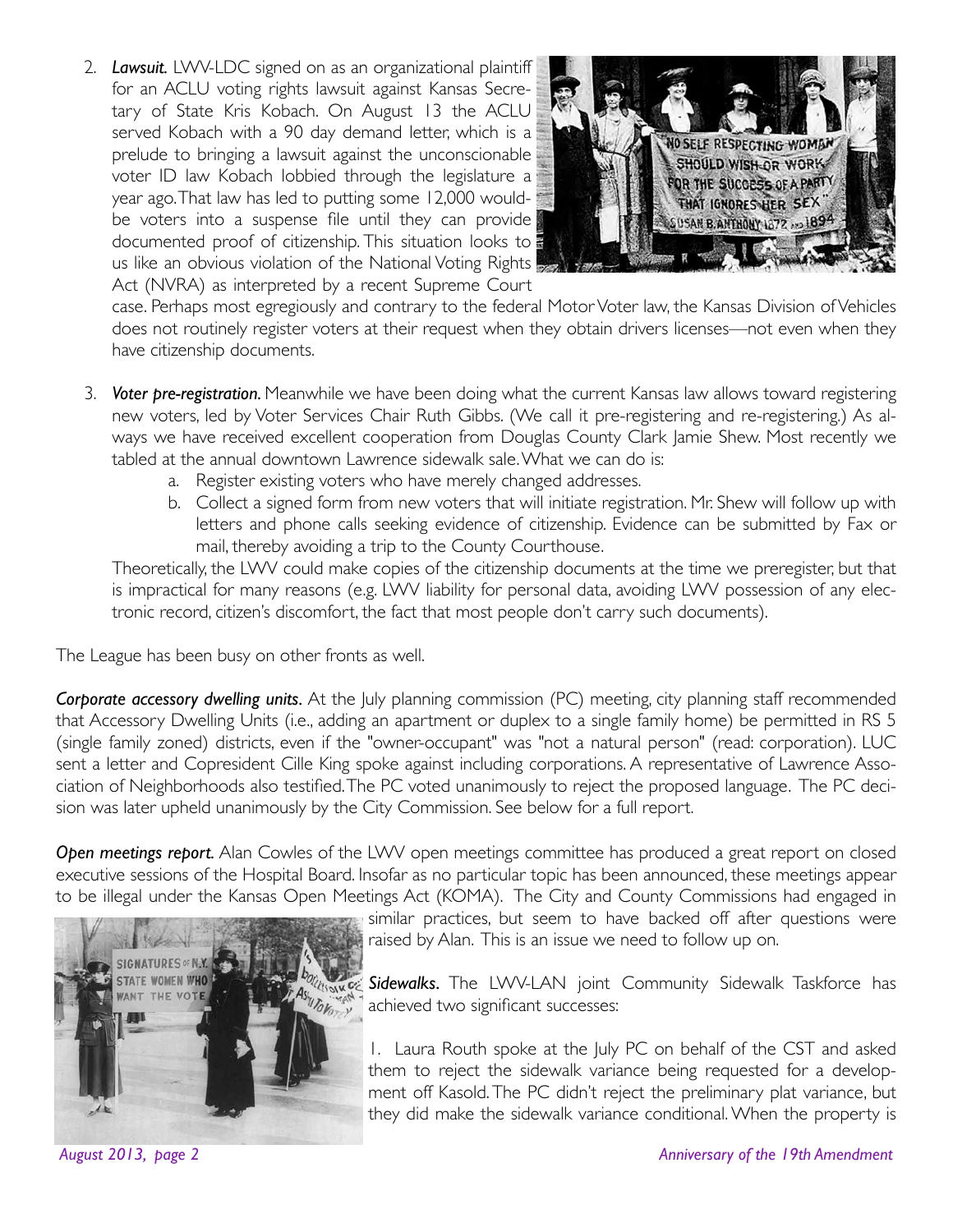2. ***Lawsuit.*** LWV-LDC signed on as an organizational plaintiff for an ACLU voting rights lawsuit against Kansas Secretary of State Kris Kobach. On August 13 the ACLU served Kobach with a 90 day demand letter, which is a prelude to bringing a lawsuit against the unconscionable voter ID law Kobach lobbied through the legislature a year ago. That law has led to putting some 12,000 would-be voters into a suspense file until they can provide documented proof of citizenship. This situation looks to us like an obvious violation of the National Voting Rights Act (NVRA) as interpreted by a recent Supreme Court case. Perhaps most egregiously and contrary to the federal Motor Voter law, the Kansas Division of Vehicles does not routinely register voters at their request when they obtain drivers licenses—not even when they have citizenship documents.

3. ***Voter pre-registration.*** Meanwhile we have been doing what the current Kansas law allows toward registering new voters, led by Voter Services Chair Ruth Gibbs. (We call it pre-registering and re-registering.) As always we have received excellent cooperation from Douglas County Clark Jamie Shew. Most recently we tabled at the annual downtown Lawrence sidewalk sale. What we can do is:
   a. Register existing voters who have merely changed addresses.
   b. Collect a signed form from new voters that will initiate registration. Mr. Shew will follow up with letters and phone calls seeking evidence of citizenship. Evidence can be submitted by Fax or mail, thereby avoiding a trip to the County Courthouse.

   Theoretically, the LWV could make copies of the citizenship documents at the time we preregister, but that is impractical for many reasons (e.g. LWV liability for personal data, avoiding LWV possession of any electronic record, citizen's discomfort, the fact that most people don't carry such documents).

The League has been busy on other fronts as well.

***Corporate accessory dwelling units.*** At the July planning commission (PC) meeting, city planning staff recommended that Accessory Dwelling Units (i.e., adding an apartment or duplex to a single family home) be permitted in RS 5 (single family zoned) districts, even if the "owner-occupant" was "not a natural person" (read: corporation). LUC sent a letter and Copresident Cille King spoke against including corporations. A representative of Lawrence Association of Neighborhoods also testified. The PC voted unanimously to reject the proposed language. The PC decision was later upheld unanimously by the City Commission. See below for a full report.

***Open meetings report.*** Alan Cowles of the LWV open meetings committee has produced a great report on closed executive sessions of the Hospital Board. Insofar as no particular topic has been announced, these meetings appear to be illegal under the Kansas Open Meetings Act (KOMA). The City and County Commissions had engaged in similar practices, but seem to have backed off after questions were raised by Alan. This is an issue we need to follow up on.

***Sidewalks.*** The LWV-LAN joint Community Sidewalk Taskforce has achieved two significant successes:

1. Laura Routh spoke at the July PC on behalf of the CST and asked them to reject the sidewalk variance being requested for a development off Kasold. The PC didn't reject the preliminary plat variance, but they did make the sidewalk variance conditional. When the property is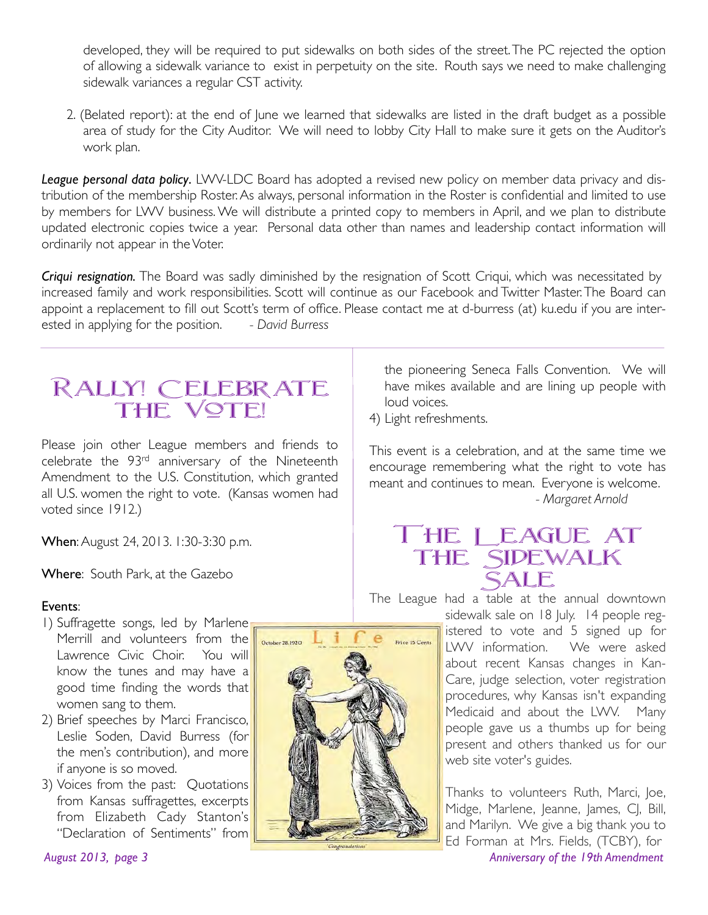developed, they will be required to put sidewalks on both sides of the street. The PC rejected the option of allowing a sidewalk variance to exist in perpetuity on the site. Routh says we need to make challenging sidewalk variances a regular CST activity.

2. (Belated report): at the end of June we learned that sidewalks are listed in the draft budget as a possible area of study for the City Auditor. We will need to lobby City Hall to make sure it gets on the Auditor's work plan.

***League personal data policy.*** LWV-LDC Board has adopted a revised new policy on member data privacy and distribution of the membership Roster. As always, personal information in the Roster is confidential and limited to use by members for LWV business. We will distribute a printed copy to members in April, and we plan to distribute updated electronic copies twice a year. Personal data other than names and leadership contact information will ordinarily not appear in the Voter.

***Criqui resignation.*** The Board was sadly diminished by the resignation of Scott Criqui, which was necessitated by increased family and work responsibilities. Scott will continue as our Facebook and Twitter Master. The Board can appoint a replacement to fill out Scott's term of office. Please contact me at d-burress (at) ku.edu if you are interested in applying for the position. *- David Burress*

## Rally! Celebrate the Vote!

Please join other League members and friends to celebrate the 93rd anniversary of the Nineteenth Amendment to the U.S. Constitution, which granted all U.S. women the right to vote. (Kansas women had voted since 1912.)

**When**: August 24, 2013. 1:30-3:30 p.m.

**Where**: South Park, at the Gazebo

**Events**:

1) Suffragette songs, led by Marlene Merrill and volunteers from the Lawrence Civic Choir. You will know the tunes and may have a good time finding the words that women sang to them.
2) Brief speeches by Marci Francisco, Leslie Soden, David Burress (for the men's contribution), and more if anyone is so moved.
3) Voices from the past: Quotations from Kansas suffragettes, excerpts from Elizabeth Cady Stanton's "Declaration of Sentiments" from the pioneering Seneca Falls Convention. We will have mikes available and are lining up people with loud voices.
4) Light refreshments.

This event is a celebration, and at the same time we encourage remembering what the right to vote has meant and continues to mean. Everyone is welcome.

*- Margaret Arnold*

## The League at the Sidewalk Sale

The League had a table at the annual downtown sidewalk sale on 18 July. 14 people registered to vote and 5 signed up for LWV information. We were asked about recent Kansas changes in KanCare, judge selection, voter registration procedures, why Kansas isn't expanding Medicaid and about the LWV. Many people gave us a thumbs up for being present and others thanked us for our web site voter's guides.

Thanks to volunteers Ruth, Marci, Joe, Midge, Marlene, Jeanne, James, CJ, Bill, and Marilyn. We give a big thank you to Ed Forman at Mrs. Fields, (TCBY), for

*Anniversary of the 19th Amendment*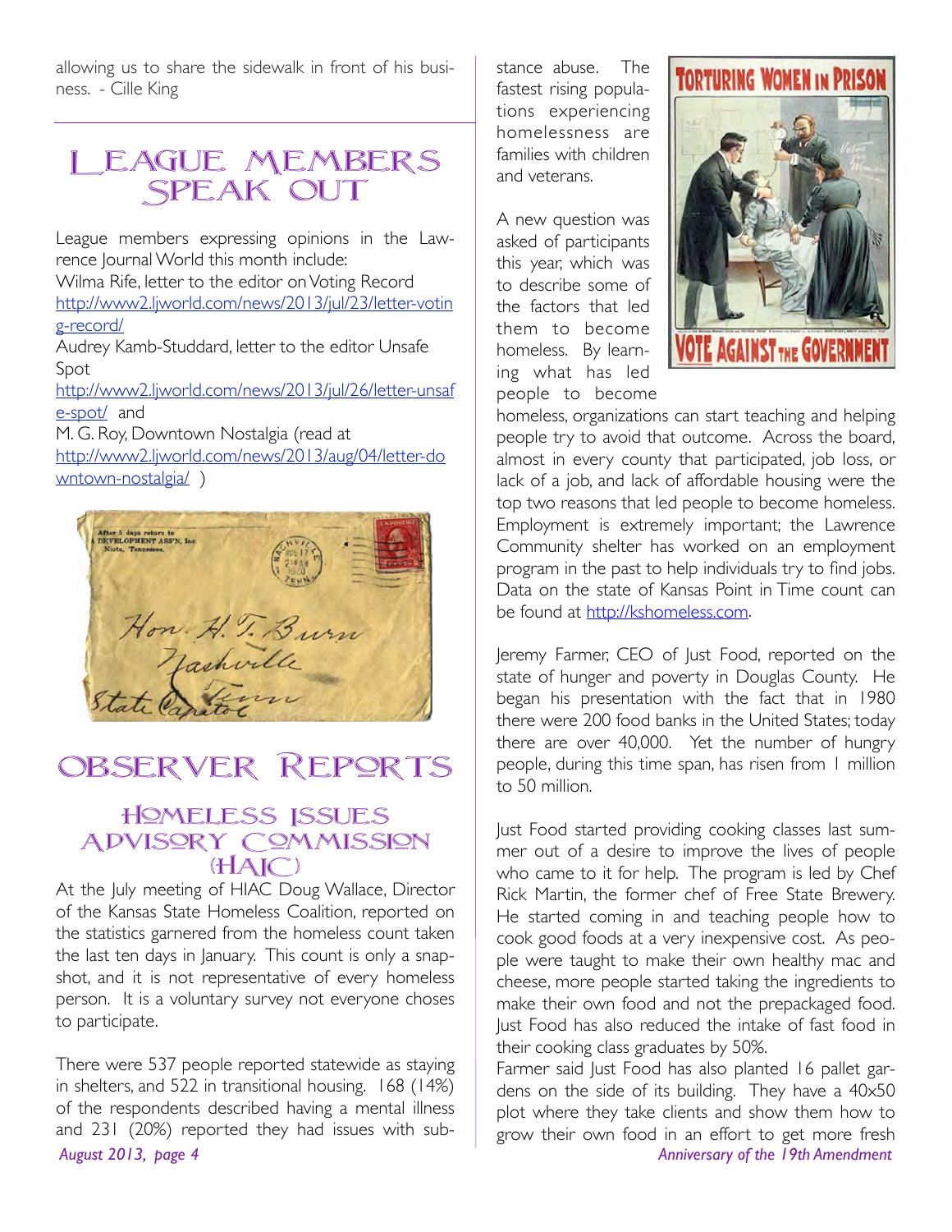allowing us to share the sidewalk in front of his business. - Cille King

# League Members Speak Out

League members expressing opinions in the Lawrence Journal World this month include:
Wilma Rife, letter to the editor on Voting Record
http://www2.ljworld.com/news/2013/jul/23/letter-voting-record/
Audrey Kamb-Studdard, letter to the editor Unsafe Spot
http://www2.ljworld.com/news/2013/jul/26/letter-unsafe-spot/ and
M. G. Roy, Downtown Nostalgia (read at http://www2.ljworld.com/news/2013/aug/04/letter-downtown-nostalgia/ )

# Observer Reports

## Homeless Issues Advisory Commission (HAIC)

At the July meeting of HIAC Doug Wallace, Director of the Kansas State Homeless Coalition, reported on the statistics garnered from the homeless count taken the last ten days in January. This count is only a snapshot, and it is not representative of every homeless person. It is a voluntary survey not everyone choses to participate.

There were 537 people reported statewide as staying in shelters, and 522 in transitional housing. 168 (14%) of the respondents described having a mental illness and 231 (20%) reported they had issues with substance abuse. The fastest rising populations experiencing homelessness are families with children and veterans.

A new question was asked of participants this year, which was to describe some of the factors that led them to become homeless. By learning what has led people to become homeless, organizations can start teaching and helping people try to avoid that outcome. Across the board, almost in every county that participated, job loss, or lack of a job, and lack of affordable housing were the top two reasons that led people to become homeless. Employment is extremely important; the Lawrence Community shelter has worked on an employment program in the past to help individuals try to find jobs. Data on the state of Kansas Point in Time count can be found at http://kshomeless.com.

Jeremy Farmer, CEO of Just Food, reported on the state of hunger and poverty in Douglas County. He began his presentation with the fact that in 1980 there were 200 food banks in the United States; today there are over 40,000. Yet the number of hungry people, during this time span, has risen from 1 million to 50 million.

Just Food started providing cooking classes last summer out of a desire to improve the lives of people who came to it for help. The program is led by Chef Rick Martin, the former chef of Free State Brewery. He started coming in and teaching people how to cook good foods at a very inexpensive cost. As people were taught to make their own healthy mac and cheese, more people started taking the ingredients to make their own food and not the prepackaged food. Just Food has also reduced the intake of fast food in their cooking class graduates by 50%.

Farmer said Just Food has also planted 16 pallet gardens on the side of its building. They have a 40x50 plot where they take clients and show them how to grow their own food in an effort to get more fresh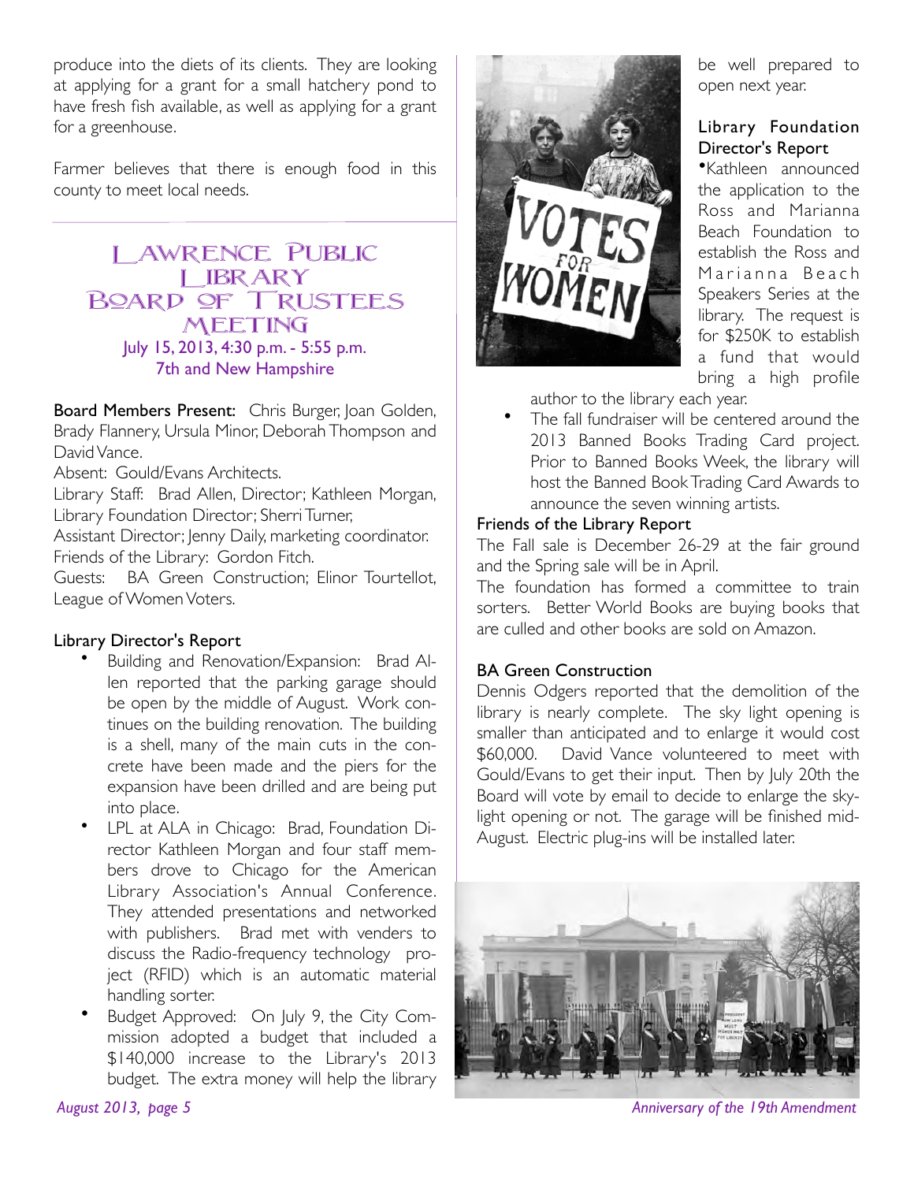produce into the diets of its clients. They are looking at applying for a grant for a small hatchery pond to have fresh fish available, as well as applying for a grant for a greenhouse.

Farmer believes that there is enough food in this county to meet local needs.

## Lawrence Public Library Board of Trustees Meeting

July 15, 2013, 4:30 p.m. - 5:55 p.m.
7th and New Hampshire

**Board Members Present:** Chris Burger, Joan Golden, Brady Flannery, Ursula Minor, Deborah Thompson and David Vance.

Absent: Gould/Evans Architects.

Library Staff: Brad Allen, Director; Kathleen Morgan, Library Foundation Director; Sherri Turner, Assistant Director; Jenny Daily, marketing coordinator.

Friends of the Library: Gordon Fitch.

Guests: BA Green Construction; Elinor Tourtellot, League of Women Voters.

### Library Director's Report

- Building and Renovation/Expansion: Brad Allen reported that the parking garage should be open by the middle of August. Work continues on the building renovation. The building is a shell, many of the main cuts in the concrete have been made and the piers for the expansion have been drilled and are being put into place.
- LPL at ALA in Chicago: Brad, Foundation Director Kathleen Morgan and four staff members drove to Chicago for the American Library Association's Annual Conference. They attended presentations and networked with publishers. Brad met with venders to discuss the Radio-frequency technology project (RFID) which is an automatic material handling sorter.
- Budget Approved: On July 9, the City Commission adopted a budget that included a $140,000 increase to the Library's 2013 budget. The extra money will help the library be well prepared to open next year.

### Library Foundation Director's Report

- Kathleen announced the application to the Ross and Marianna Beach Foundation to establish the Ross and Marianna Beach Speakers Series at the library. The request is for $250K to establish a fund that would bring a high profile author to the library each year.
- The fall fundraiser will be centered around the 2013 Banned Books Trading Card project. Prior to Banned Books Week, the library will host the Banned Book Trading Card Awards to announce the seven winning artists.

### Friends of the Library Report

The Fall sale is December 26-29 at the fair ground and the Spring sale will be in April.

The foundation has formed a committee to train sorters. Better World Books are buying books that are culled and other books are sold on Amazon.

### BA Green Construction

Dennis Odgers reported that the demolition of the library is nearly complete. The sky light opening is smaller than anticipated and to enlarge it would cost $60,000. David Vance volunteered to meet with Gould/Evans to get their input. Then by July 20th the Board will vote by email to decide to enlarge the skylight opening or not. The garage will be finished mid-August. Electric plug-ins will be installed later.

*Anniversary of the 19th Amendment*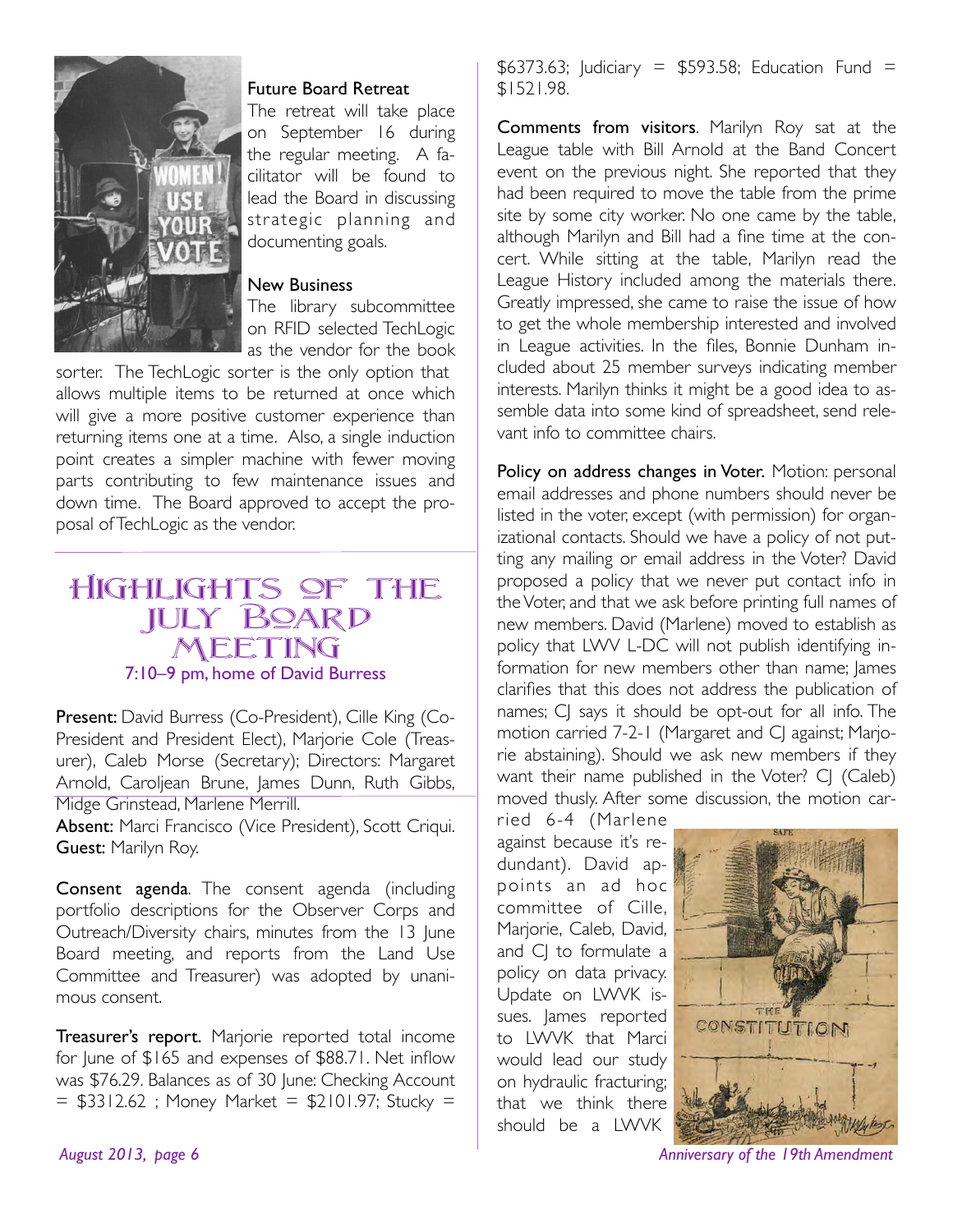### Future Board Retreat

The retreat will take place on September 16 during the regular meeting. A facilitator will be found to lead the Board in discussing strategic planning and documenting goals.

### New Business

The library subcommittee on RFID selected TechLogic as the vendor for the book sorter. The TechLogic sorter is the only option that allows multiple items to be returned at once which will give a more positive customer experience than returning items one at a time. Also, a single induction point creates a simpler machine with fewer moving parts contributing to few maintenance issues and down time. The Board approved to accept the proposal of TechLogic as the vendor.

## Highlights of the July Board Meeting

7:10–9 pm, home of David Burress

**Present:** David Burress (Co-President), Cille King (Co-President and President Elect), Marjorie Cole (Treasurer), Caleb Morse (Secretary); Directors: Margaret Arnold, Caroljean Brune, James Dunn, Ruth Gibbs, Midge Grinstead, Marlene Merrill.
**Absent:** Marci Francisco (Vice President), Scott Criqui.
**Guest:** Marilyn Roy.

**Consent agenda**. The consent agenda (including portfolio descriptions for the Observer Corps and Outreach/Diversity chairs, minutes from the 13 June Board meeting, and reports from the Land Use Committee and Treasurer) was adopted by unanimous consent.

**Treasurer's report.** Marjorie reported total income for June of $165 and expenses of $88.71. Net inflow was $76.29. Balances as of 30 June: Checking Account = $3312.62 ; Money Market = $2101.97; Stucky = $6373.63; Judiciary = $593.58; Education Fund = $1521.98.

**Comments from visitors**. Marilyn Roy sat at the League table with Bill Arnold at the Band Concert event on the previous night. She reported that they had been required to move the table from the prime site by some city worker. No one came by the table, although Marilyn and Bill had a fine time at the concert. While sitting at the table, Marilyn read the League History included among the materials there. Greatly impressed, she came to raise the issue of how to get the whole membership interested and involved in League activities. In the files, Bonnie Dunham included about 25 member surveys indicating member interests. Marilyn thinks it might be a good idea to assemble data into some kind of spreadsheet, send relevant info to committee chairs.

**Policy on address changes in Voter.** Motion: personal email addresses and phone numbers should never be listed in the voter, except (with permission) for organizational contacts. Should we have a policy of not putting any mailing or email address in the Voter? David proposed a policy that we never put contact info in the Voter, and that we ask before printing full names of new members. David (Marlene) moved to establish as policy that LWV L-DC will not publish identifying information for new members other than name; James clarifies that this does not address the publication of names; CJ says it should be opt-out for all info. The motion carried 7-2-1 (Margaret and CJ against; Marjorie abstaining). Should we ask new members if they want their name published in the Voter? CJ (Caleb) moved thusly. After some discussion, the motion carried 6-4 (Marlene against because it's redundant). David appoints an ad hoc committee of Cille, Marjorie, Caleb, David, and CJ to formulate a policy on data privacy. Update on LWVK issues. James reported to LWVK that Marci would lead our study on hydraulic fracturing; that we think there should be a LWVK

Anniversary of the 19th Amendment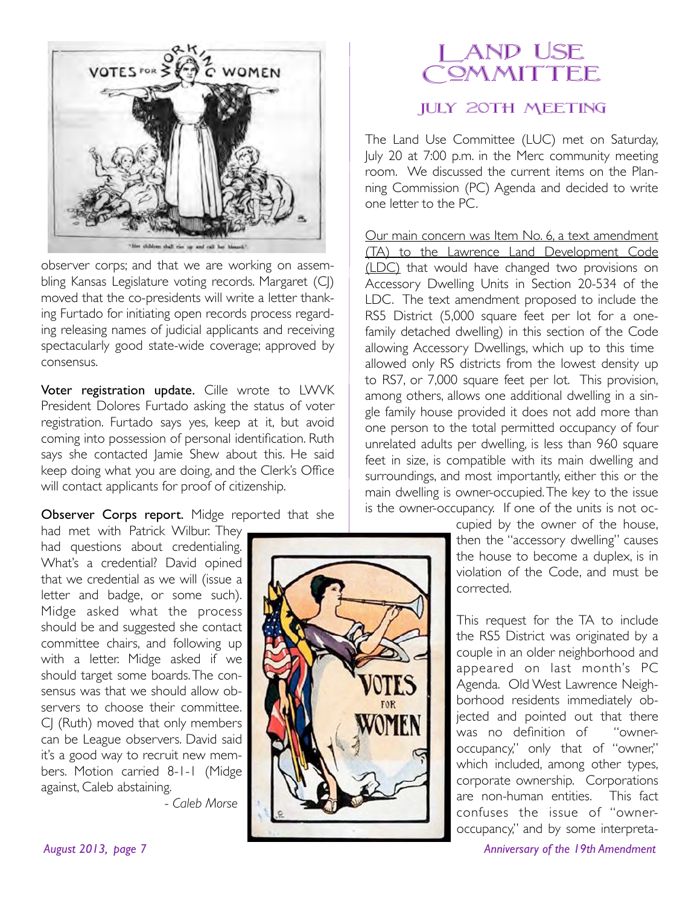observer corps; and that we are working on assembling Kansas Legislature voting records. Margaret (CJ) moved that the co-presidents will write a letter thanking Furtado for initiating open records process regarding releasing names of judicial applicants and receiving spectacularly good state-wide coverage; approved by consensus.

**Voter registration update.** Cille wrote to LWVK President Dolores Furtado asking the status of voter registration. Furtado says yes, keep at it, but avoid coming into possession of personal identification. Ruth says she contacted Jamie Shew about this. He said keep doing what you are doing, and the Clerk's Office will contact applicants for proof of citizenship.

**Observer Corps report.** Midge reported that she had met with Patrick Wilbur. They had questions about credentialing. What's a credential? David opined that we credential as we will (issue a letter and badge, or some such). Midge asked what the process should be and suggested she contact committee chairs, and following up with a letter. Midge asked if we should target some boards. The consensus was that we should allow observers to choose their committee. CJ (Ruth) moved that only members can be League observers. David said it's a good way to recruit new members. Motion carried 8-1-1 (Midge against, Caleb abstaining.

*- Caleb Morse*

# Land Use Committee

## July 20th Meeting

The Land Use Committee (LUC) met on Saturday, July 20 at 7:00 p.m. in the Merc community meeting room. We discussed the current items on the Planning Commission (PC) Agenda and decided to write one letter to the PC.

Our main concern was Item No. 6, a text amendment (TA) to the Lawrence Land Development Code (LDC) that would have changed two provisions on Accessory Dwelling Units in Section 20-534 of the LDC. The text amendment proposed to include the RS5 District (5,000 square feet per lot for a one-family detached dwelling) in this section of the Code allowing Accessory Dwellings, which up to this time allowed only RS districts from the lowest density up to RS7, or 7,000 square feet per lot. This provision, among others, allows one additional dwelling in a single family house provided it does not add more than one person to the total permitted occupancy of four unrelated adults per dwelling, is less than 960 square feet in size, is compatible with its main dwelling and surroundings, and most importantly, either this or the main dwelling is owner-occupied. The key to the issue is the owner-occupancy. If one of the units is not occupied by the owner of the house, then the "accessory dwelling" causes the house to become a duplex, is in violation of the Code, and must be corrected.

This request for the TA to include the RS5 District was originated by a couple in an older neighborhood and appeared on last month's PC Agenda. Old West Lawrence Neighborhood residents immediately objected and pointed out that there was no definition of "owner-occupancy," only that of "owner," which included, among other types, corporate ownership. Corporations are non-human entities. This fact confuses the issue of "owner-occupancy," and by some interpreta-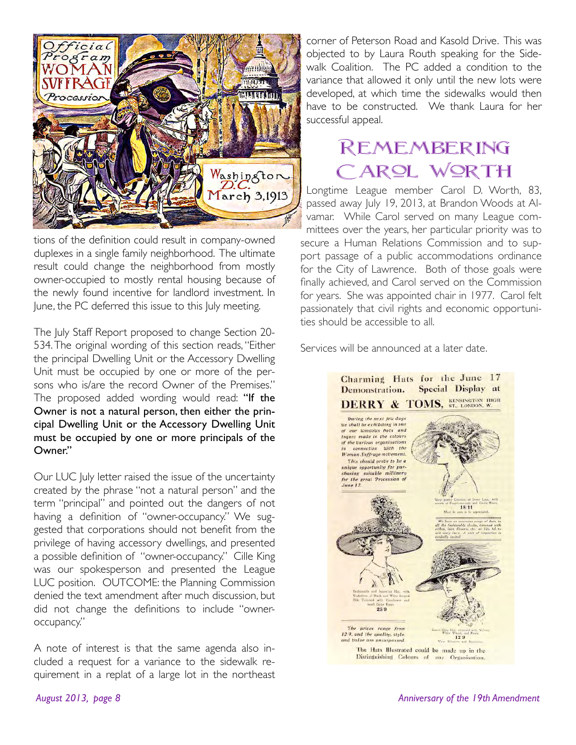tions of the definition could result in company-owned duplexes in a single family neighborhood. The ultimate result could change the neighborhood from mostly owner-occupied to mostly rental housing because of the newly found incentive for landlord investment. In June, the PC deferred this issue to this July meeting.

The July Staff Report proposed to change Section 20-534. The original wording of this section reads, "Either the principal Dwelling Unit or the Accessory Dwelling Unit must be occupied by one or more of the persons who is/are the record Owner of the Premises." The proposed added wording would read: **"If the Owner is not a natural person, then either the principal Dwelling Unit or the Accessory Dwelling Unit must be occupied by one or more principals of the Owner."**

Our LUC July letter raised the issue of the uncertainty created by the phrase "not a natural person" and the term "principal" and pointed out the dangers of not having a definition of "owner-occupancy." We suggested that corporations should not benefit from the privilege of having accessory dwellings, and presented a possible definition of "owner-occupancy." Cille King was our spokesperson and presented the League LUC position. OUTCOME: the Planning Commission denied the text amendment after much discussion, but did not change the definitions to include "owner-occupancy."

A note of interest is that the same agenda also included a request for a variance to the sidewalk requirement in a replat of a large lot in the northeast corner of Peterson Road and Kasold Drive. This was objected to by Laura Routh speaking for the Sidewalk Coalition. The PC added a condition to the variance that allowed it only until the new lots were developed, at which time the sidewalks would then have to be constructed. We thank Laura for her successful appeal.

## Remembering Carol Worth

Longtime League member Carol D. Worth, 83, passed away July 19, 2013, at Brandon Woods at Alvamar. While Carol served on many League committees over the years, her particular priority was to secure a Human Relations Commission and to support passage of a public accommodations ordinance for the City of Lawrence. Both of those goals were finally achieved, and Carol served on the Commission for years. She was appointed chair in 1977. Carol felt passionately that civil rights and economic opportunities should be accessible to all.

Services will be announced at a later date.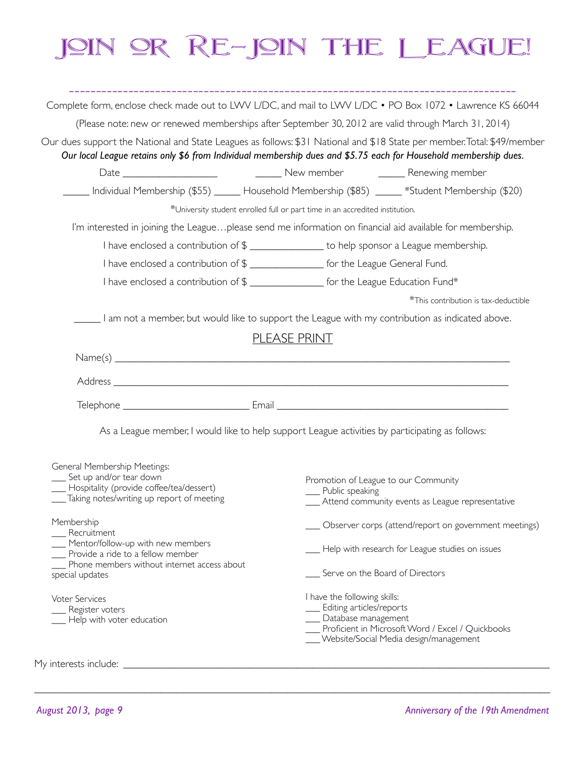# Join or Re-Join the League!

Complete form, enclose check made out to LWV L/DC, and mail to LWV L/DC • PO Box 1072 • Lawrence KS 66044

(Please note: new or renewed memberships after September 30, 2012 are valid through March 31, 2014)

Our dues support the National and State Leagues as follows: $31 National and $18 State per member. Total: $49/member

***Our local League retains only $6 from Individual membership dues and $5.75 each for Household membership dues.***

Date __________________ _____ New member _____ Renewing member

_____ Individual Membership ($55) _____ Household Membership ($85) _____ *Student Membership ($20)

*University student enrolled full or part time in an accredited institution.

I'm interested in joining the League…please send me information on financial aid available for membership.

I have enclosed a contribution of $ ______________ to help sponsor a League membership.

I have enclosed a contribution of $ ______________ for the League General Fund.

I have enclosed a contribution of $ ______________ for the League Education Fund*

*This contribution is tax-deductible

_____ I am not a member, but would like to support the League with my contribution as indicated above.

PLEASE PRINT

Name(s) ____________________________________________________________________________

Address ____________________________________________________________________________

Telephone ________________________ Email ____________________________________________

As a League member, I would like to help support League activities by participating as follows:

General Membership Meetings:
___ Set up and/or tear down
___ Hospitality (provide coffee/tea/dessert)
___ Taking notes/writing up report of meeting

Membership
___ Recruitment
___ Mentor/follow-up with new members
___ Provide a ride to a fellow member
___ Phone members without internet access about special updates

Voter Services
___ Register voters
___ Help with voter education

Promotion of League to our Community
___ Public speaking
___ Attend community events as League representative

___ Observer corps (attend/report on government meetings)

___ Help with research for League studies on issues

___ Serve on the Board of Directors

I have the following skills:
___ Editing articles/reports
___ Database management
___ Proficient in Microsoft Word / Excel / Quickbooks
___ Website/Social Media design/management

My interests include: ______________________________________________________________________

______________________________________________________________________________________